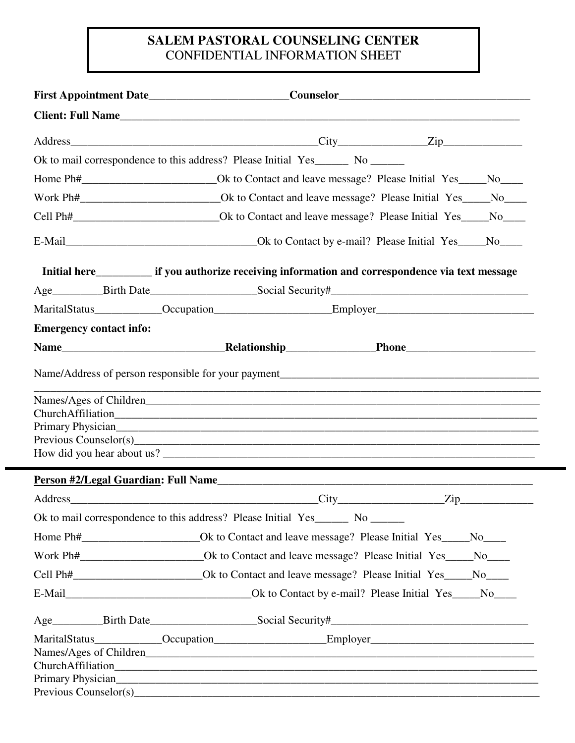# SALEM PASTORAL COUNSELING CENTER
## CONFIDENTIAL INFORMATION SHEET

**First Appointment Date**_________________________**Counselor**__________________________________

**Client: Full Name**__________________________________________________________________________

Address_____________________________________________City________________Zip______________

Ok to mail correspondence to this address? Please Initial Yes______ No ______

Home Ph#________________________Ok to Contact and leave message? Please Initial Yes_____No____

Work Ph#_________________________Ok to Contact and leave message? Please Initial Yes_____No____

Cell Ph#__________________________Ok to Contact and leave message? Please Initial Yes_____No____

E-Mail__________________________________Ok to Contact by e-mail? Please Initial Yes_____No____

**Initial here__________ if you authorize receiving information and correspondence via text message**

Age_________Birth Date___________________Social Security#___________________________________

MaritalStatus____________Occupation_____________________Employer____________________________

**Emergency contact info:**

**Name**_____________________________**Relationship**________________**Phone**_______________________

Name/Address of person responsible for your payment______________________________________________
_________________________________________________________________________________________

Names/Ages of Children_______________________________________________________________________
ChurchAffiliation____________________________________________________________________________
Primary Physician____________________________________________________________________________
Previous Counselor(s)_________________________________________________________________________
How did you hear about us? ___________________________________________________________________

---

**<u>Person #2/Legal Guardian</u>: Full Name**__________________________________________________________

Address_____________________________________________City___________________Zip_____________

Ok to mail correspondence to this address? Please Initial Yes______ No ______

Home Ph#_____________________Ok to Contact and leave message? Please Initial Yes_____No____

Work Ph#______________________Ok to Contact and leave message? Please Initial Yes_____No____

Cell Ph#_______________________Ok to Contact and leave message? Please Initial Yes_____No____

E-Mail__________________________________Ok to Contact by e-mail? Please Initial Yes_____No____

Age_________Birth Date___________________Social Security#___________________________________

MaritalStatus____________Occupation____________________Employer_____________________________
Names/Ages of Children_______________________________________________________________________
ChurchAffiliation____________________________________________________________________________
Primary Physician____________________________________________________________________________
Previous Counselor(s)_________________________________________________________________________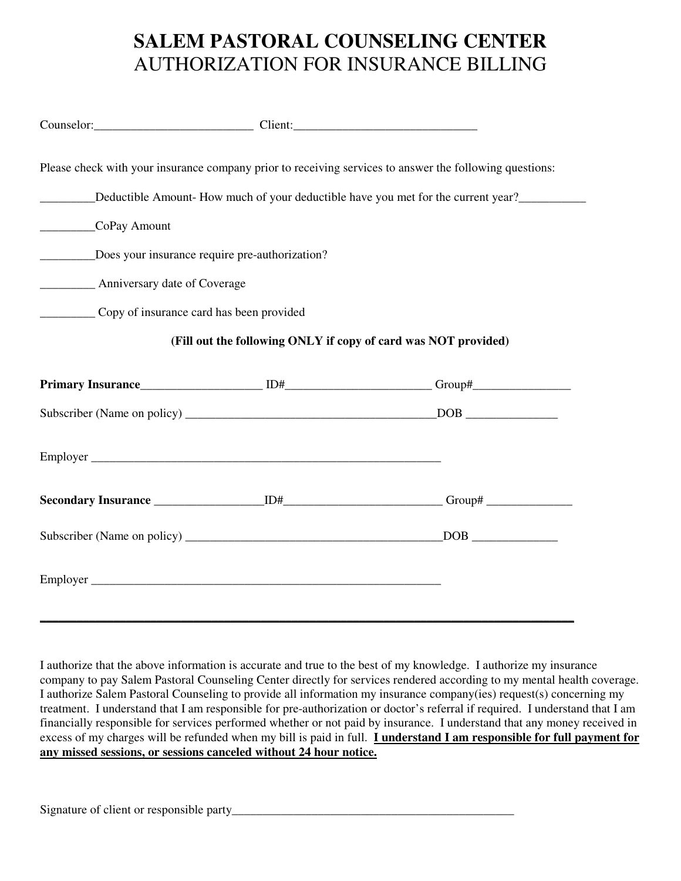# SALEM PASTORAL COUNSELING CENTER
## AUTHORIZATION FOR INSURANCE BILLING

Counselor:__________________________ Client:______________________________

Please check with your insurance company prior to receiving services to answer the following questions:

_________Deductible Amount- How much of your deductible have you met for the current year?___________

_________CoPay Amount

_________Does your insurance require pre-authorization?

_________ Anniversary date of Coverage

_________ Copy of insurance card has been provided

**(Fill out the following ONLY if copy of card was NOT provided)**

**Primary Insurance**____________________ ID#________________________ Group#________________

Subscriber (Name on policy) _________________________________________DOB _______________

Employer ____________________________________________________________

**Secondary Insurance** __________________ID#__________________________ Group# ______________

Subscriber (Name on policy) ___________________________________________DOB ______________

Employer ____________________________________________________________

---

I authorize that the above information is accurate and true to the best of my knowledge. I authorize my insurance company to pay Salem Pastoral Counseling Center directly for services rendered according to my mental health coverage. I authorize Salem Pastoral Counseling to provide all information my insurance company(ies) request(s) concerning my treatment. I understand that I am responsible for pre-authorization or doctor's referral if required. I understand that I am financially responsible for services performed whether or not paid by insurance. I understand that any money received in excess of my charges will be refunded when my bill is paid in full. **<u>I understand I am responsible for full payment for any missed sessions, or sessions canceled without 24 hour notice.</u>**

Signature of client or responsible party________________________________________________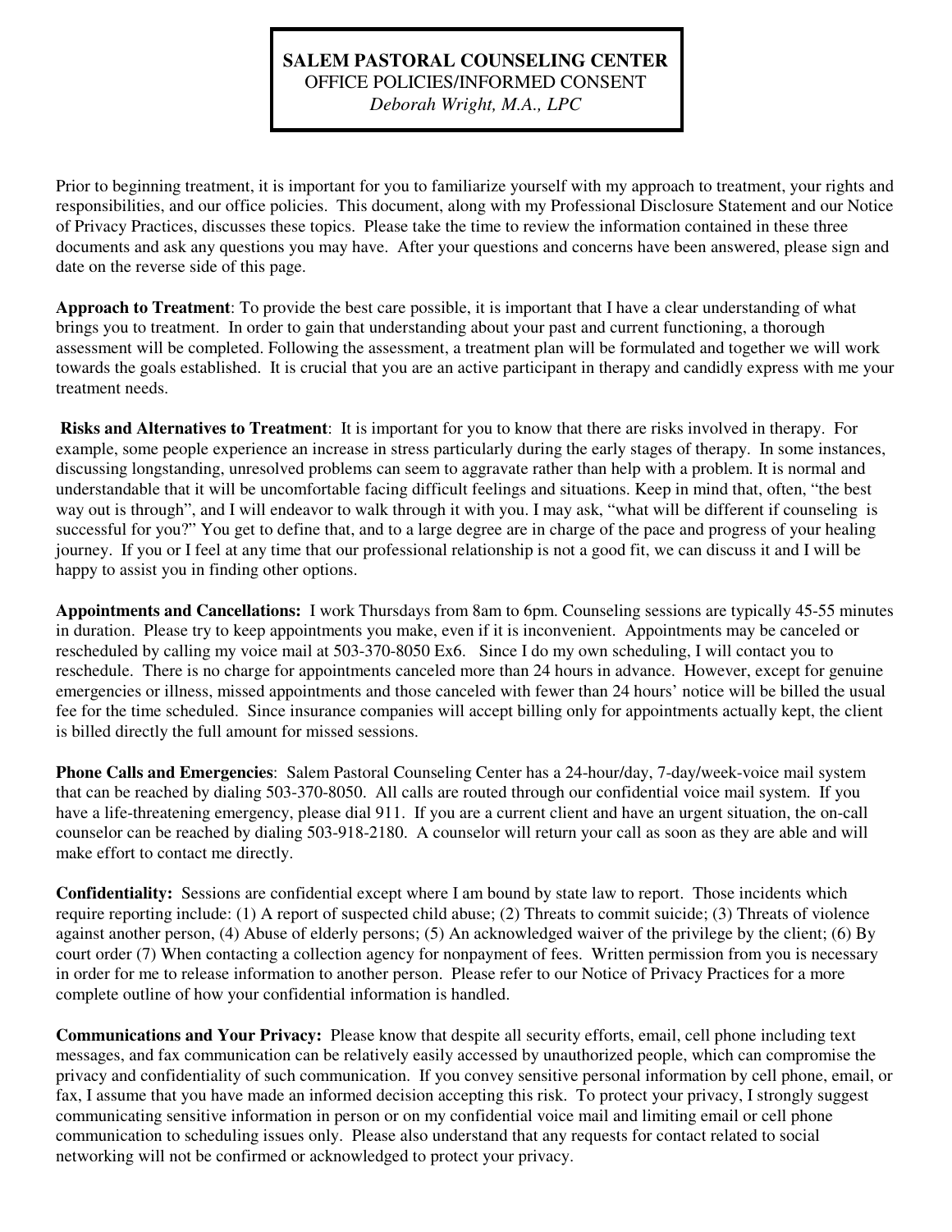**SALEM PASTORAL COUNSELING CENTER**
OFFICE POLICIES/INFORMED CONSENT
*Deborah Wright, M.A., LPC*

Prior to beginning treatment, it is important for you to familiarize yourself with my approach to treatment, your rights and responsibilities, and our office policies. This document, along with my Professional Disclosure Statement and our Notice of Privacy Practices, discusses these topics. Please take the time to review the information contained in these three documents and ask any questions you may have. After your questions and concerns have been answered, please sign and date on the reverse side of this page.

**Approach to Treatment**: To provide the best care possible, it is important that I have a clear understanding of what brings you to treatment. In order to gain that understanding about your past and current functioning, a thorough assessment will be completed. Following the assessment, a treatment plan will be formulated and together we will work towards the goals established. It is crucial that you are an active participant in therapy and candidly express with me your treatment needs.

**Risks and Alternatives to Treatment**: It is important for you to know that there are risks involved in therapy. For example, some people experience an increase in stress particularly during the early stages of therapy. In some instances, discussing longstanding, unresolved problems can seem to aggravate rather than help with a problem. It is normal and understandable that it will be uncomfortable facing difficult feelings and situations. Keep in mind that, often, "the best way out is through", and I will endeavor to walk through it with you. I may ask, "what will be different if counseling is successful for you?" You get to define that, and to a large degree are in charge of the pace and progress of your healing journey. If you or I feel at any time that our professional relationship is not a good fit, we can discuss it and I will be happy to assist you in finding other options.

**Appointments and Cancellations:** I work Thursdays from 8am to 6pm. Counseling sessions are typically 45-55 minutes in duration. Please try to keep appointments you make, even if it is inconvenient. Appointments may be canceled or rescheduled by calling my voice mail at 503-370-8050 Ex6. Since I do my own scheduling, I will contact you to reschedule. There is no charge for appointments canceled more than 24 hours in advance. However, except for genuine emergencies or illness, missed appointments and those canceled with fewer than 24 hours' notice will be billed the usual fee for the time scheduled. Since insurance companies will accept billing only for appointments actually kept, the client is billed directly the full amount for missed sessions.

**Phone Calls and Emergencies**: Salem Pastoral Counseling Center has a 24-hour/day, 7-day/week-voice mail system that can be reached by dialing 503-370-8050. All calls are routed through our confidential voice mail system. If you have a life-threatening emergency, please dial 911. If you are a current client and have an urgent situation, the on-call counselor can be reached by dialing 503-918-2180. A counselor will return your call as soon as they are able and will make effort to contact me directly.

**Confidentiality:** Sessions are confidential except where I am bound by state law to report. Those incidents which require reporting include: (1) A report of suspected child abuse; (2) Threats to commit suicide; (3) Threats of violence against another person, (4) Abuse of elderly persons; (5) An acknowledged waiver of the privilege by the client; (6) By court order (7) When contacting a collection agency for nonpayment of fees. Written permission from you is necessary in order for me to release information to another person. Please refer to our Notice of Privacy Practices for a more complete outline of how your confidential information is handled.

**Communications and Your Privacy:** Please know that despite all security efforts, email, cell phone including text messages, and fax communication can be relatively easily accessed by unauthorized people, which can compromise the privacy and confidentiality of such communication. If you convey sensitive personal information by cell phone, email, or fax, I assume that you have made an informed decision accepting this risk. To protect your privacy, I strongly suggest communicating sensitive information in person or on my confidential voice mail and limiting email or cell phone communication to scheduling issues only. Please also understand that any requests for contact related to social networking will not be confirmed or acknowledged to protect your privacy.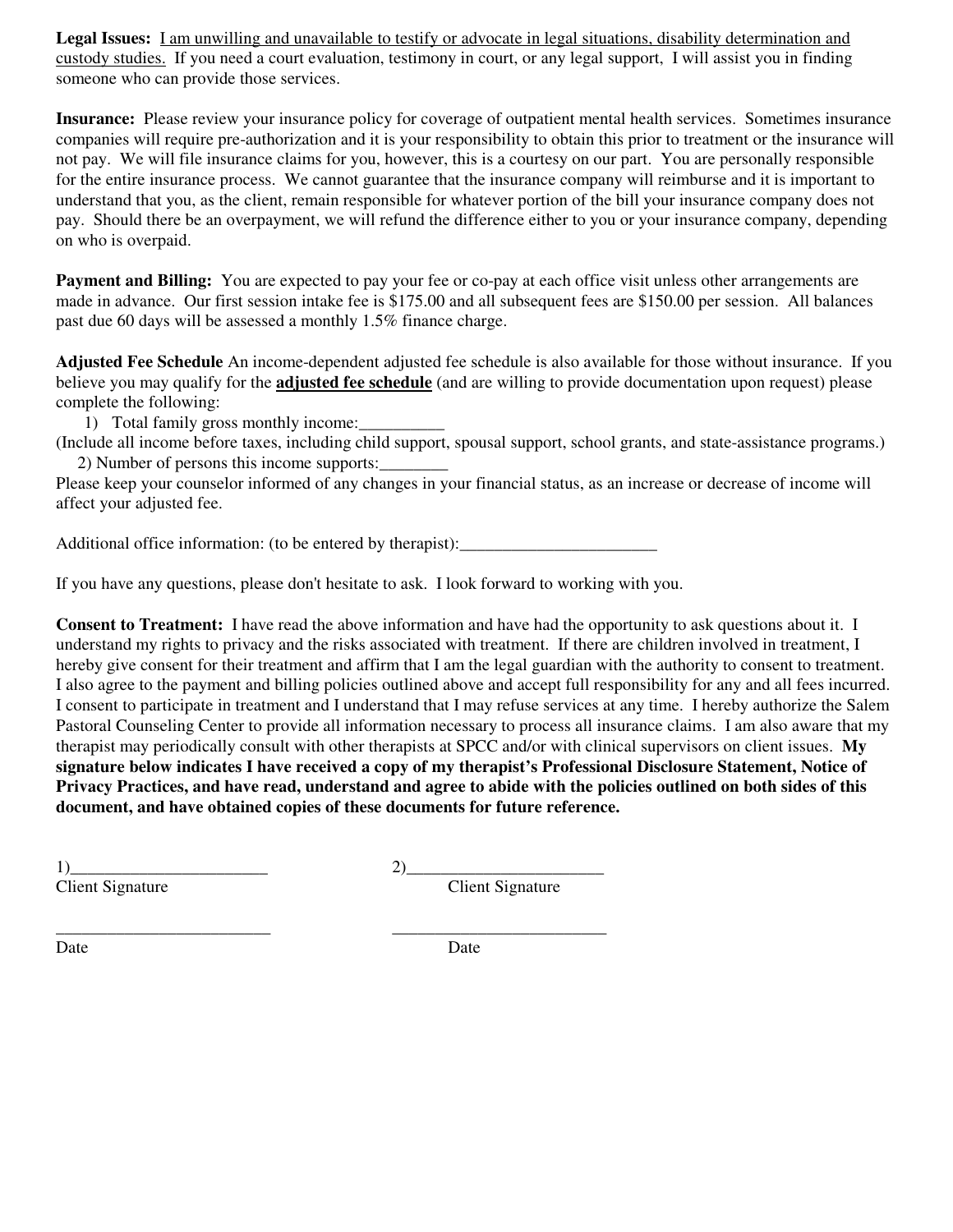**Legal Issues:** I am unwilling and unavailable to testify or advocate in legal situations, disability determination and custody studies. If you need a court evaluation, testimony in court, or any legal support, I will assist you in finding someone who can provide those services.

**Insurance:** Please review your insurance policy for coverage of outpatient mental health services. Sometimes insurance companies will require pre-authorization and it is your responsibility to obtain this prior to treatment or the insurance will not pay. We will file insurance claims for you, however, this is a courtesy on our part. You are personally responsible for the entire insurance process. We cannot guarantee that the insurance company will reimburse and it is important to understand that you, as the client, remain responsible for whatever portion of the bill your insurance company does not pay. Should there be an overpayment, we will refund the difference either to you or your insurance company, depending on who is overpaid.

**Payment and Billing:** You are expected to pay your fee or co-pay at each office visit unless other arrangements are made in advance. Our first session intake fee is $175.00 and all subsequent fees are $150.00 per session. All balances past due 60 days will be assessed a monthly 1.5% finance charge.

**Adjusted Fee Schedule** An income-dependent adjusted fee schedule is also available for those without insurance. If you believe you may qualify for the **adjusted fee schedule** (and are willing to provide documentation upon request) please complete the following:

1) Total family gross monthly income:__________

(Include all income before taxes, including child support, spousal support, school grants, and state-assistance programs.)

2) Number of persons this income supports:________

Please keep your counselor informed of any changes in your financial status, as an increase or decrease of income will affect your adjusted fee.

Additional office information: (to be entered by therapist):_______________________

If you have any questions, please don't hesitate to ask. I look forward to working with you.

**Consent to Treatment:** I have read the above information and have had the opportunity to ask questions about it. I understand my rights to privacy and the risks associated with treatment. If there are children involved in treatment, I hereby give consent for their treatment and affirm that I am the legal guardian with the authority to consent to treatment. I also agree to the payment and billing policies outlined above and accept full responsibility for any and all fees incurred. I consent to participate in treatment and I understand that I may refuse services at any time. I hereby authorize the Salem Pastoral Counseling Center to provide all information necessary to process all insurance claims. I am also aware that my therapist may periodically consult with other therapists at SPCC and/or with clinical supervisors on client issues. **My signature below indicates I have received a copy of my therapist's Professional Disclosure Statement, Notice of Privacy Practices, and have read, understand and agree to abide with the policies outlined on both sides of this document, and have obtained copies of these documents for future reference.**

1)_______________________
Client Signature

_________________________
Date

2)_______________________
Client Signature

_________________________
Date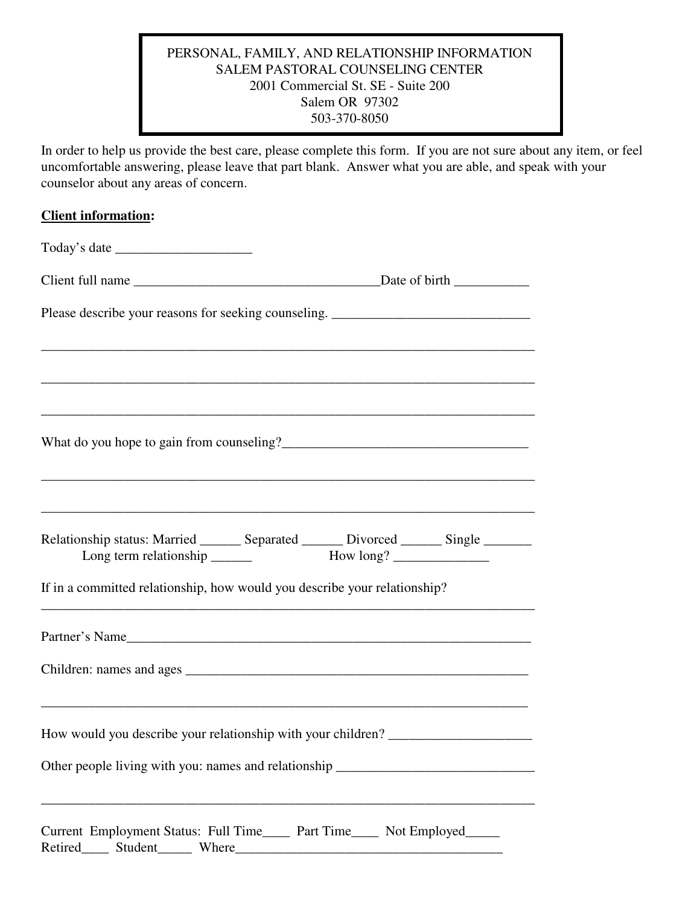**PERSONAL, FAMILY, AND RELATIONSHIP INFORMATION**
**SALEM PASTORAL COUNSELING CENTER**
2001 Commercial St. SE - Suite 200
Salem OR 97302
503-370-8050

In order to help us provide the best care, please complete this form. If you are not sure about any item, or feel uncomfortable answering, please leave that part blank. Answer what you are able, and speak with your counselor about any areas of concern.

**Client information:**

Today's date ____________________

Client full name ____________________________________Date of birth ___________

Please describe your reasons for seeking counseling. _____________________________

__________________________________________________________________________

__________________________________________________________________________

__________________________________________________________________________

What do you hope to gain from counseling?____________________________________

__________________________________________________________________________

__________________________________________________________________________

Relationship status: Married ______ Separated ______ Divorced ______ Single _______
Long term relationship ______ How long? ______________

If in a committed relationship, how would you describe your relationship?
__________________________________________________________________________

Partner's Name____________________________________________________________

Children: names and ages ____________________________________________________

__________________________________________________________________________

How would you describe your relationship with your children? _____________________

Other people living with you: names and relationship _____________________________

__________________________________________________________________________

Current Employment Status: Full Time____ Part Time____ Not Employed_____
Retired____ Student_____ Where_______________________________________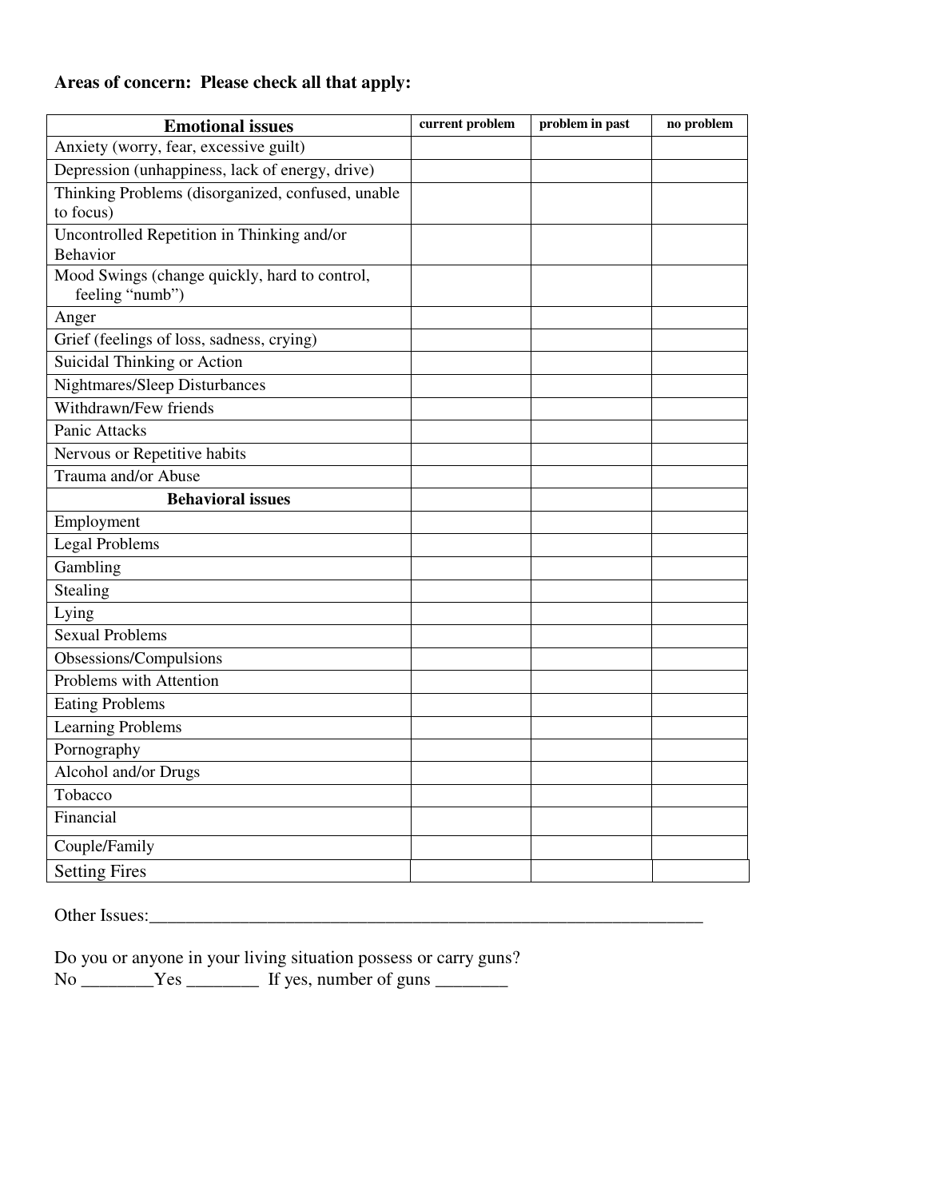**Areas of concern: Please check all that apply:**

| **Emotional issues** | **current problem** | **problem in past** | **no problem** |
|---|---|---|---|
| Anxiety (worry, fear, excessive guilt) | | | |
| Depression (unhappiness, lack of energy, drive) | | | |
| Thinking Problems (disorganized, confused, unable to focus) | | | |
| Uncontrolled Repetition in Thinking and/or Behavior | | | |
| Mood Swings (change quickly, hard to control, feeling "numb") | | | |
| Anger | | | |
| Grief (feelings of loss, sadness, crying) | | | |
| Suicidal Thinking or Action | | | |
| Nightmares/Sleep Disturbances | | | |
| Withdrawn/Few friends | | | |
| Panic Attacks | | | |
| Nervous or Repetitive habits | | | |
| Trauma and/or Abuse | | | |
| **Behavioral issues** | | | |
| Employment | | | |
| Legal Problems | | | |
| Gambling | | | |
| Stealing | | | |
| Lying | | | |
| Sexual Problems | | | |
| Obsessions/Compulsions | | | |
| Problems with Attention | | | |
| Eating Problems | | | |
| Learning Problems | | | |
| Pornography | | | |
| Alcohol and/or Drugs | | | |
| Tobacco | | | |
| Financial | | | |
| Couple/Family | | | |
| Setting Fires | | | |

Other Issues:_______________________________________________________________

Do you or anyone in your living situation possess or carry guns?
No ________Yes ________ If yes, number of guns ________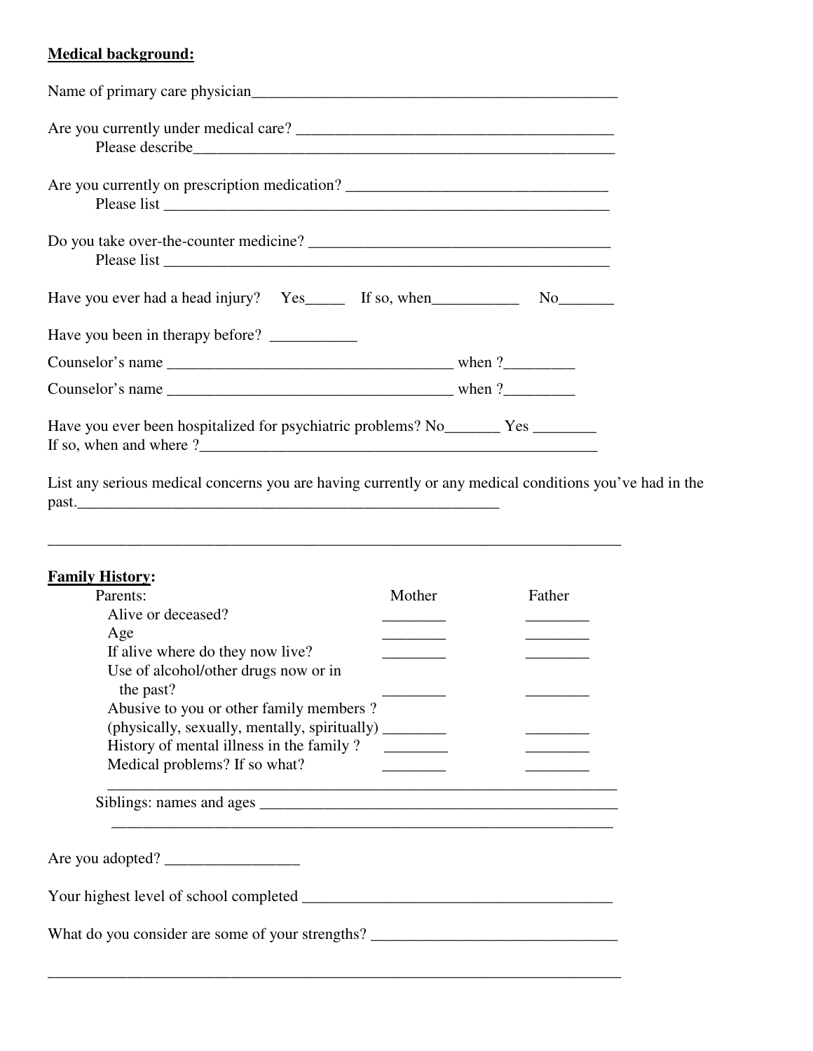**Medical background:**

Name of primary care physician_______________________________________________

Are you currently under medical care? ______________________________________

Please describe______________________________________________________

Are you currently on prescription medication? ________________________________

Please list ________________________________________________________

Do you take over-the-counter medicine? _____________________________________

Please list ________________________________________________________

Have you ever had a head injury? Yes_____ If so, when___________ No_______

Have you been in therapy before? ___________

Counselor's name ____________________________________ when ?_________

Counselor's name ____________________________________ when ?_________

Have you ever been hospitalized for psychiatric problems? No_______ Yes ________
If so, when and where ?_________________________________________________

List any serious medical concerns you are having currently or any medical conditions you've had in the past._____________________________________________________

___________________________________________________________________________

**Family History:**

| Parents: | Mother | Father |
| --- | --- | --- |
| Alive or deceased? | ________ | ________ |
| Age | ________ | ________ |
| If alive where do they now live? | ________ | ________ |
| Use of alcohol/other drugs now or in the past? | ________ | ________ |
| Abusive to you or other family members ? (physically, sexually, mentally, spiritually) | ________ | ________ |
| History of mental illness in the family ? | ________ | ________ |
| Medical problems? If so what? | ________ | ________ |

_____________________________________________________________________

Siblings: names and ages _______________________________________________

_____________________________________________________________________

Are you adopted? _________________

Your highest level of school completed ________________________________________

What do you consider are some of your strengths? _______________________________

___________________________________________________________________________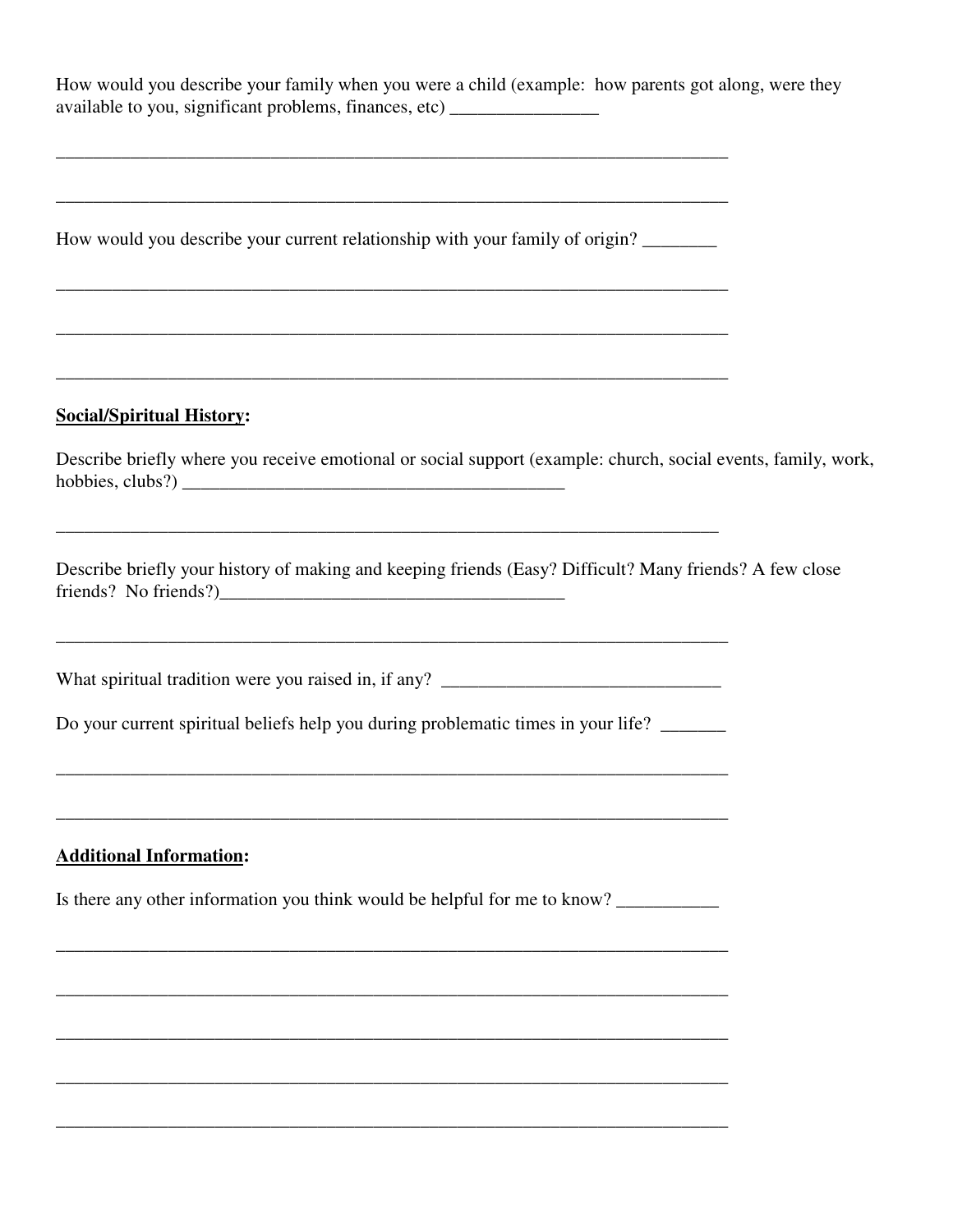How would you describe your family when you were a child (example: how parents got along, were they available to you, significant problems, finances, etc) ________________

__________________________________________________________________________

__________________________________________________________________________

How would you describe your current relationship with your family of origin? ________

__________________________________________________________________________

__________________________________________________________________________

__________________________________________________________________________

**<u>Social/Spiritual History</u>:**

Describe briefly where you receive emotional or social support (example: church, social events, family, work, hobbies, clubs?) __________________________________________

__________________________________________________________________________

Describe briefly your history of making and keeping friends (Easy? Difficult? Many friends? A few close friends? No friends?)______________________________________

__________________________________________________________________________

What spiritual tradition were you raised in, if any? ______________________________

Do your current spiritual beliefs help you during problematic times in your life? _______

__________________________________________________________________________

__________________________________________________________________________

**<u>Additional Information</u>:**

Is there any other information you think would be helpful for me to know? ___________

__________________________________________________________________________

__________________________________________________________________________

__________________________________________________________________________

__________________________________________________________________________

__________________________________________________________________________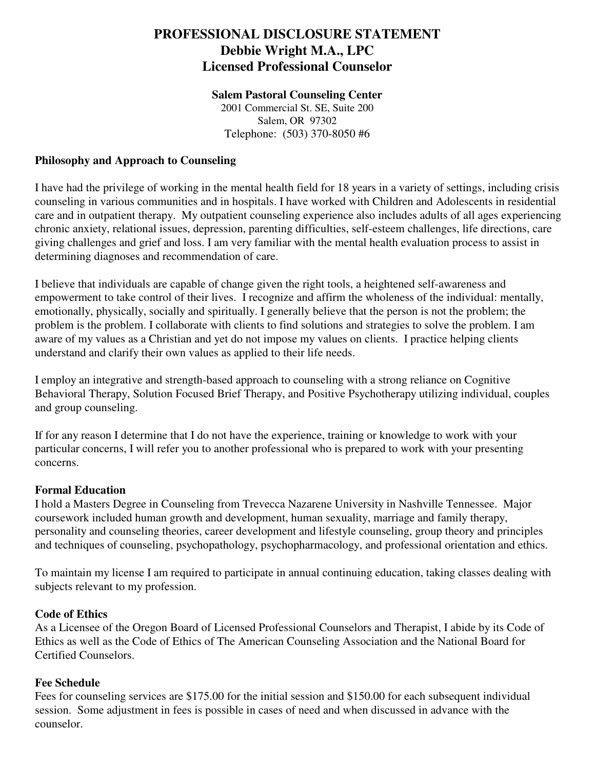# PROFESSIONAL DISCLOSURE STATEMENT
# Debbie Wright M.A., LPC
# Licensed Professional Counselor

**Salem Pastoral Counseling Center**
2001 Commercial St. SE, Suite 200
Salem, OR 97302
Telephone: (503) 370-8050 #6

### Philosophy and Approach to Counseling

I have had the privilege of working in the mental health field for 18 years in a variety of settings, including crisis counseling in various communities and in hospitals. I have worked with Children and Adolescents in residential care and in outpatient therapy. My outpatient counseling experience also includes adults of all ages experiencing chronic anxiety, relational issues, depression, parenting difficulties, self-esteem challenges, life directions, care giving challenges and grief and loss. I am very familiar with the mental health evaluation process to assist in determining diagnoses and recommendation of care.

I believe that individuals are capable of change given the right tools, a heightened self-awareness and empowerment to take control of their lives. I recognize and affirm the wholeness of the individual: mentally, emotionally, physically, socially and spiritually. I generally believe that the person is not the problem; the problem is the problem. I collaborate with clients to find solutions and strategies to solve the problem. I am aware of my values as a Christian and yet do not impose my values on clients. I practice helping clients understand and clarify their own values as applied to their life needs.

I employ an integrative and strength-based approach to counseling with a strong reliance on Cognitive Behavioral Therapy, Solution Focused Brief Therapy, and Positive Psychotherapy utilizing individual, couples and group counseling.

If for any reason I determine that I do not have the experience, training or knowledge to work with your particular concerns, I will refer you to another professional who is prepared to work with your presenting concerns.

### Formal Education

I hold a Masters Degree in Counseling from Trevecca Nazarene University in Nashville Tennessee. Major coursework included human growth and development, human sexuality, marriage and family therapy, personality and counseling theories, career development and lifestyle counseling, group theory and principles and techniques of counseling, psychopathology, psychopharmacology, and professional orientation and ethics.

To maintain my license I am required to participate in annual continuing education, taking classes dealing with subjects relevant to my profession.

### Code of Ethics

As a Licensee of the Oregon Board of Licensed Professional Counselors and Therapist, I abide by its Code of Ethics as well as the Code of Ethics of The American Counseling Association and the National Board for Certified Counselors.

### Fee Schedule

Fees for counseling services are $175.00 for the initial session and $150.00 for each subsequent individual session. Some adjustment in fees is possible in cases of need and when discussed in advance with the counselor.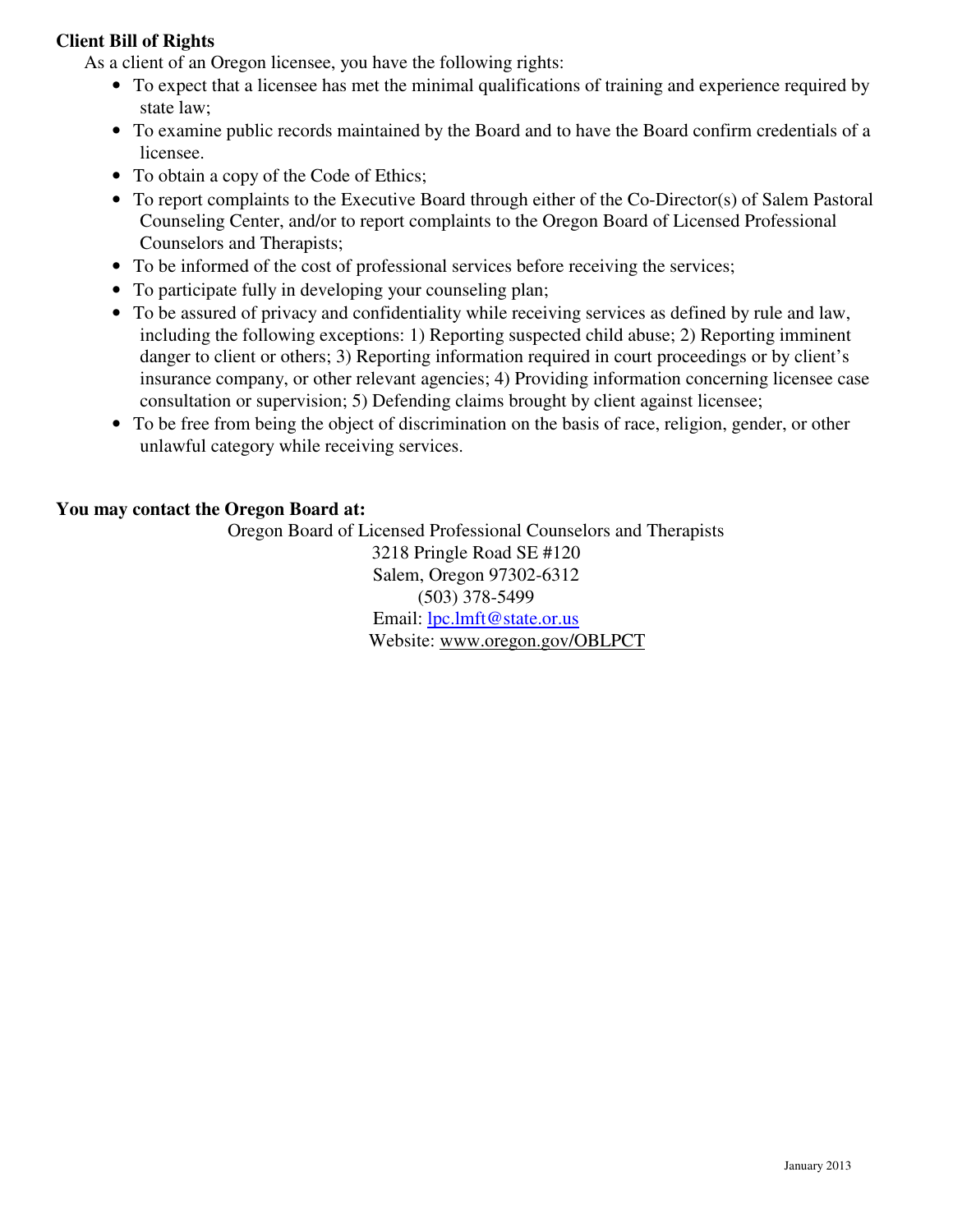**Client Bill of Rights**

As a client of an Oregon licensee, you have the following rights:

- To expect that a licensee has met the minimal qualifications of training and experience required by state law;
- To examine public records maintained by the Board and to have the Board confirm credentials of a licensee.
- To obtain a copy of the Code of Ethics;
- To report complaints to the Executive Board through either of the Co-Director(s) of Salem Pastoral Counseling Center, and/or to report complaints to the Oregon Board of Licensed Professional Counselors and Therapists;
- To be informed of the cost of professional services before receiving the services;
- To participate fully in developing your counseling plan;
- To be assured of privacy and confidentiality while receiving services as defined by rule and law, including the following exceptions: 1) Reporting suspected child abuse; 2) Reporting imminent danger to client or others; 3) Reporting information required in court proceedings or by client's insurance company, or other relevant agencies; 4) Providing information concerning licensee case consultation or supervision; 5) Defending claims brought by client against licensee;
- To be free from being the object of discrimination on the basis of race, religion, gender, or other unlawful category while receiving services.

**You may contact the Oregon Board at:**

Oregon Board of Licensed Professional Counselors and Therapists
3218 Pringle Road SE #120
Salem, Oregon 97302-6312
(503) 378-5499
Email: lpc.lmft@state.or.us
Website: www.oregon.gov/OBLPCT

January 2013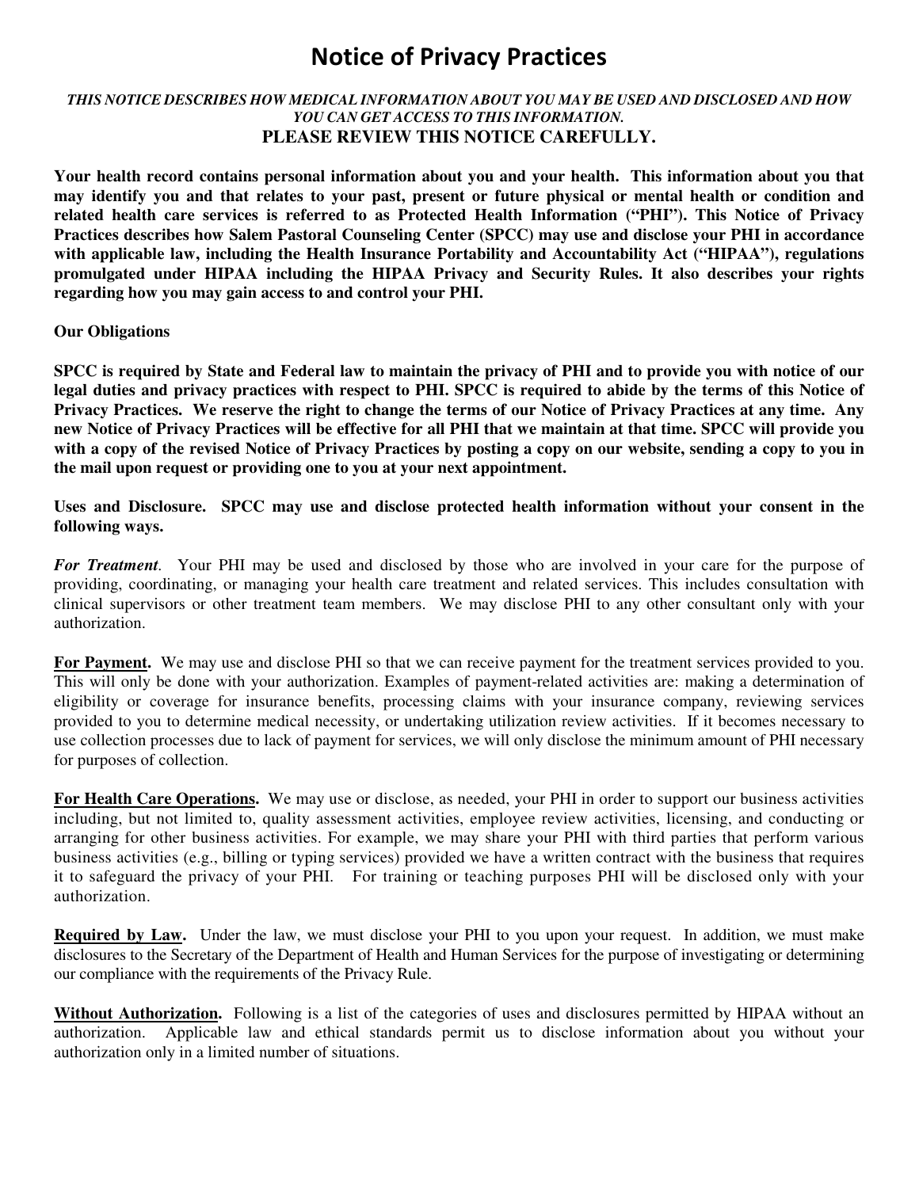# Notice of Privacy Practices

***THIS NOTICE DESCRIBES HOW MEDICAL INFORMATION ABOUT YOU MAY BE USED AND DISCLOSED AND HOW YOU CAN GET ACCESS TO THIS INFORMATION.***

**PLEASE REVIEW THIS NOTICE CAREFULLY.**

**Your health record contains personal information about you and your health. This information about you that may identify you and that relates to your past, present or future physical or mental health or condition and related health care services is referred to as Protected Health Information ("PHI"). This Notice of Privacy Practices describes how Salem Pastoral Counseling Center (SPCC) may use and disclose your PHI in accordance with applicable law, including the Health Insurance Portability and Accountability Act ("HIPAA"), regulations promulgated under HIPAA including the HIPAA Privacy and Security Rules. It also describes your rights regarding how you may gain access to and control your PHI.**

**Our Obligations**

**SPCC is required by State and Federal law to maintain the privacy of PHI and to provide you with notice of our legal duties and privacy practices with respect to PHI. SPCC is required to abide by the terms of this Notice of Privacy Practices. We reserve the right to change the terms of our Notice of Privacy Practices at any time. Any new Notice of Privacy Practices will be effective for all PHI that we maintain at that time. SPCC will provide you with a copy of the revised Notice of Privacy Practices by posting a copy on our website, sending a copy to you in the mail upon request or providing one to you at your next appointment.**

**Uses and Disclosure. SPCC may use and disclose protected health information without your consent in the following ways.**

***For Treatment*.** Your PHI may be used and disclosed by those who are involved in your care for the purpose of providing, coordinating, or managing your health care treatment and related services. This includes consultation with clinical supervisors or other treatment team members. We may disclose PHI to any other consultant only with your authorization.

**For Payment.** We may use and disclose PHI so that we can receive payment for the treatment services provided to you. This will only be done with your authorization. Examples of payment-related activities are: making a determination of eligibility or coverage for insurance benefits, processing claims with your insurance company, reviewing services provided to you to determine medical necessity, or undertaking utilization review activities. If it becomes necessary to use collection processes due to lack of payment for services, we will only disclose the minimum amount of PHI necessary for purposes of collection.

**For Health Care Operations.** We may use or disclose, as needed, your PHI in order to support our business activities including, but not limited to, quality assessment activities, employee review activities, licensing, and conducting or arranging for other business activities. For example, we may share your PHI with third parties that perform various business activities (e.g., billing or typing services) provided we have a written contract with the business that requires it to safeguard the privacy of your PHI. For training or teaching purposes PHI will be disclosed only with your authorization.

**Required by Law.** Under the law, we must disclose your PHI to you upon your request. In addition, we must make disclosures to the Secretary of the Department of Health and Human Services for the purpose of investigating or determining our compliance with the requirements of the Privacy Rule.

**Without Authorization.** Following is a list of the categories of uses and disclosures permitted by HIPAA without an authorization. Applicable law and ethical standards permit us to disclose information about you without your authorization only in a limited number of situations.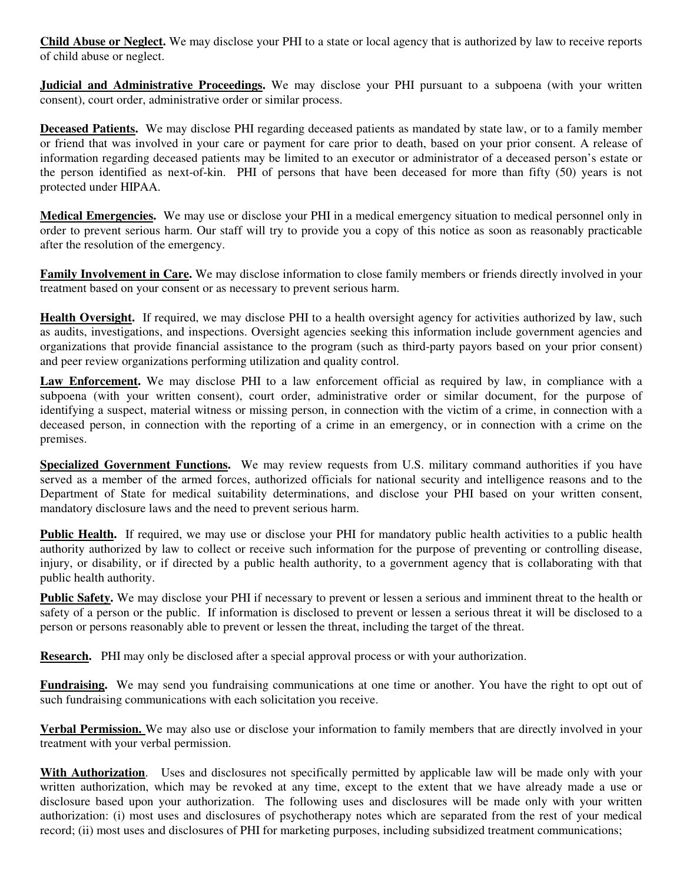**Child Abuse or Neglect.** We may disclose your PHI to a state or local agency that is authorized by law to receive reports of child abuse or neglect.

**Judicial and Administrative Proceedings.** We may disclose your PHI pursuant to a subpoena (with your written consent), court order, administrative order or similar process.

**Deceased Patients.** We may disclose PHI regarding deceased patients as mandated by state law, or to a family member or friend that was involved in your care or payment for care prior to death, based on your prior consent. A release of information regarding deceased patients may be limited to an executor or administrator of a deceased person's estate or the person identified as next-of-kin. PHI of persons that have been deceased for more than fifty (50) years is not protected under HIPAA.

**Medical Emergencies.** We may use or disclose your PHI in a medical emergency situation to medical personnel only in order to prevent serious harm. Our staff will try to provide you a copy of this notice as soon as reasonably practicable after the resolution of the emergency.

**Family Involvement in Care.** We may disclose information to close family members or friends directly involved in your treatment based on your consent or as necessary to prevent serious harm.

**Health Oversight.** If required, we may disclose PHI to a health oversight agency for activities authorized by law, such as audits, investigations, and inspections. Oversight agencies seeking this information include government agencies and organizations that provide financial assistance to the program (such as third-party payors based on your prior consent) and peer review organizations performing utilization and quality control.

**Law Enforcement.** We may disclose PHI to a law enforcement official as required by law, in compliance with a subpoena (with your written consent), court order, administrative order or similar document, for the purpose of identifying a suspect, material witness or missing person, in connection with the victim of a crime, in connection with a deceased person, in connection with the reporting of a crime in an emergency, or in connection with a crime on the premises.

**Specialized Government Functions.** We may review requests from U.S. military command authorities if you have served as a member of the armed forces, authorized officials for national security and intelligence reasons and to the Department of State for medical suitability determinations, and disclose your PHI based on your written consent, mandatory disclosure laws and the need to prevent serious harm.

**Public Health.** If required, we may use or disclose your PHI for mandatory public health activities to a public health authority authorized by law to collect or receive such information for the purpose of preventing or controlling disease, injury, or disability, or if directed by a public health authority, to a government agency that is collaborating with that public health authority.

**Public Safety.** We may disclose your PHI if necessary to prevent or lessen a serious and imminent threat to the health or safety of a person or the public. If information is disclosed to prevent or lessen a serious threat it will be disclosed to a person or persons reasonably able to prevent or lessen the threat, including the target of the threat.

**Research.** PHI may only be disclosed after a special approval process or with your authorization.

**Fundraising.** We may send you fundraising communications at one time or another. You have the right to opt out of such fundraising communications with each solicitation you receive.

**Verbal Permission.** We may also use or disclose your information to family members that are directly involved in your treatment with your verbal permission.

**With Authorization**. Uses and disclosures not specifically permitted by applicable law will be made only with your written authorization, which may be revoked at any time, except to the extent that we have already made a use or disclosure based upon your authorization. The following uses and disclosures will be made only with your written authorization: (i) most uses and disclosures of psychotherapy notes which are separated from the rest of your medical record; (ii) most uses and disclosures of PHI for marketing purposes, including subsidized treatment communications;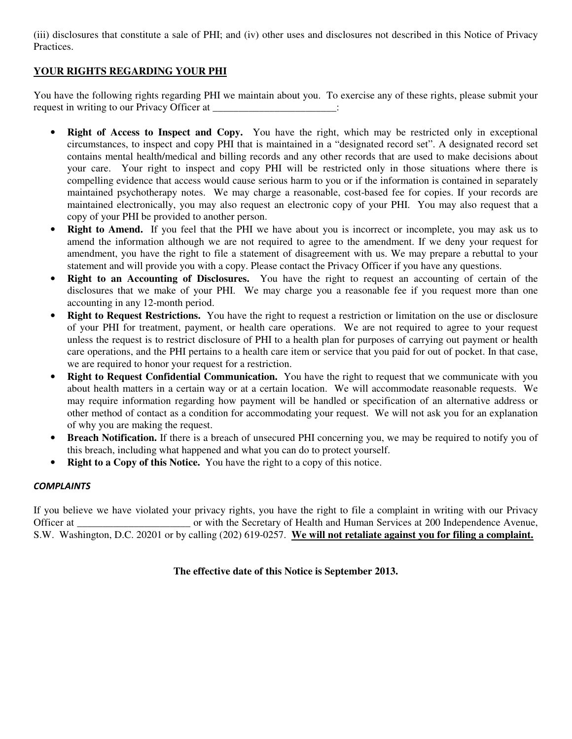(iii) disclosures that constitute a sale of PHI; and (iv) other uses and disclosures not described in this Notice of Privacy Practices.

## YOUR RIGHTS REGARDING YOUR PHI

You have the following rights regarding PHI we maintain about you. To exercise any of these rights, please submit your request in writing to our Privacy Officer at ________________________:

- **Right of Access to Inspect and Copy.** You have the right, which may be restricted only in exceptional circumstances, to inspect and copy PHI that is maintained in a "designated record set". A designated record set contains mental health/medical and billing records and any other records that are used to make decisions about your care. Your right to inspect and copy PHI will be restricted only in those situations where there is compelling evidence that access would cause serious harm to you or if the information is contained in separately maintained psychotherapy notes. We may charge a reasonable, cost-based fee for copies. If your records are maintained electronically, you may also request an electronic copy of your PHI. You may also request that a copy of your PHI be provided to another person.
- **Right to Amend.** If you feel that the PHI we have about you is incorrect or incomplete, you may ask us to amend the information although we are not required to agree to the amendment. If we deny your request for amendment, you have the right to file a statement of disagreement with us. We may prepare a rebuttal to your statement and will provide you with a copy. Please contact the Privacy Officer if you have any questions.
- **Right to an Accounting of Disclosures.** You have the right to request an accounting of certain of the disclosures that we make of your PHI. We may charge you a reasonable fee if you request more than one accounting in any 12-month period.
- **Right to Request Restrictions.** You have the right to request a restriction or limitation on the use or disclosure of your PHI for treatment, payment, or health care operations. We are not required to agree to your request unless the request is to restrict disclosure of PHI to a health plan for purposes of carrying out payment or health care operations, and the PHI pertains to a health care item or service that you paid for out of pocket. In that case, we are required to honor your request for a restriction.
- **Right to Request Confidential Communication.** You have the right to request that we communicate with you about health matters in a certain way or at a certain location. We will accommodate reasonable requests. We may require information regarding how payment will be handled or specification of an alternative address or other method of contact as a condition for accommodating your request. We will not ask you for an explanation of why you are making the request.
- **Breach Notification.** If there is a breach of unsecured PHI concerning you, we may be required to notify you of this breach, including what happened and what you can do to protect yourself.
- **Right to a Copy of this Notice.** You have the right to a copy of this notice.

### *COMPLAINTS*

If you believe we have violated your privacy rights, you have the right to file a complaint in writing with our Privacy Officer at ______________________ or with the Secretary of Health and Human Services at 200 Independence Avenue, S.W. Washington, D.C. 20201 or by calling (202) 619-0257. **We will not retaliate against you for filing a complaint.**

**The effective date of this Notice is September 2013.**